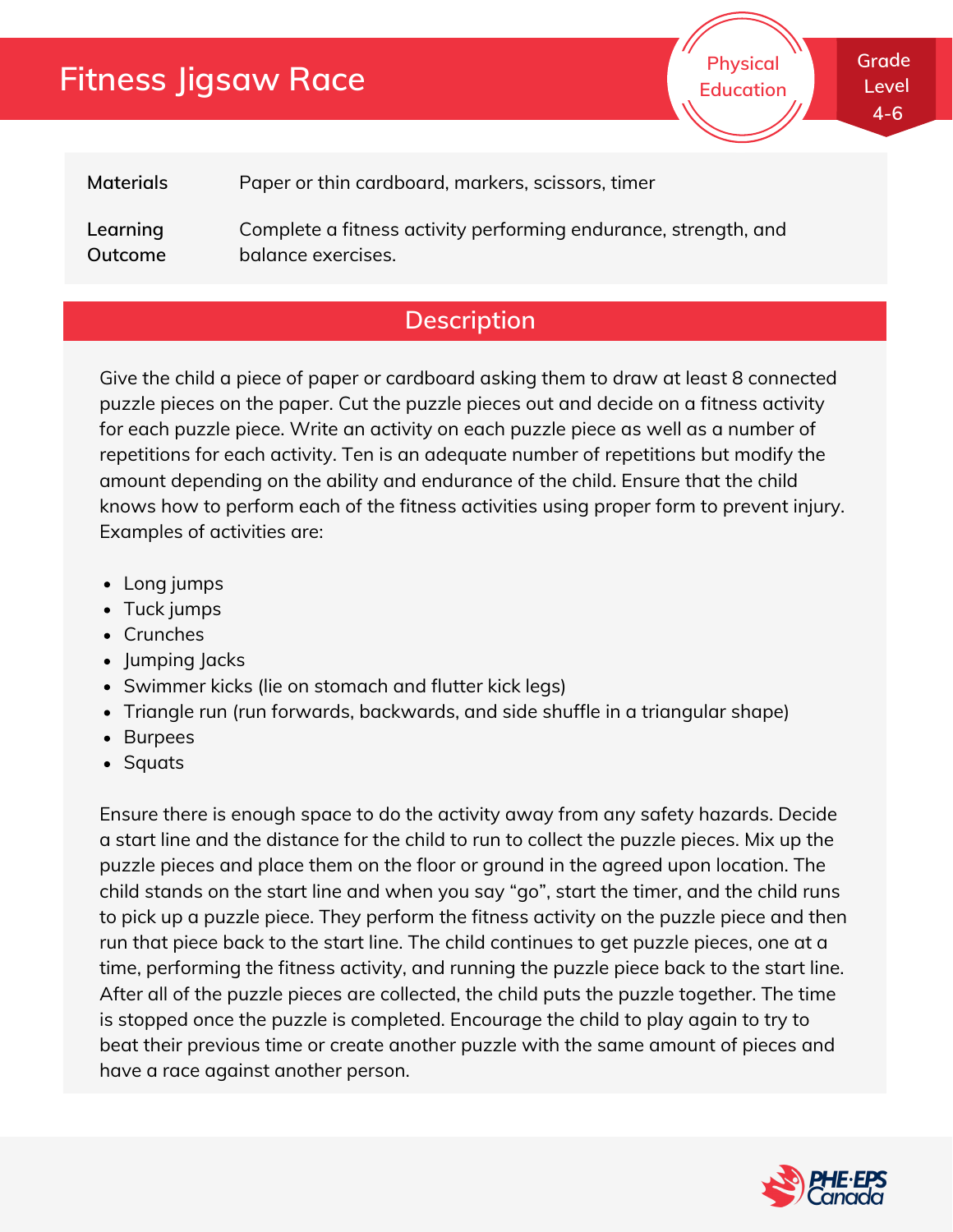# Fitness Jigsaw Race

Physical Education

Grade Level 4-6

| | |
|---|---|
| **Materials** | Paper or thin cardboard, markers, scissors, timer |
| **Learning Outcome** | Complete a fitness activity performing endurance, strength, and balance exercises. |

## Description

Give the child a piece of paper or cardboard asking them to draw at least 8 connected puzzle pieces on the paper. Cut the puzzle pieces out and decide on a fitness activity for each puzzle piece. Write an activity on each puzzle piece as well as a number of repetitions for each activity. Ten is an adequate number of repetitions but modify the amount depending on the ability and endurance of the child. Ensure that the child knows how to perform each of the fitness activities using proper form to prevent injury. Examples of activities are:

- Long jumps
- Tuck jumps
- Crunches
- Jumping Jacks
- Swimmer kicks (lie on stomach and flutter kick legs)
- Triangle run (run forwards, backwards, and side shuffle in a triangular shape)
- Burpees
- Squats

Ensure there is enough space to do the activity away from any safety hazards. Decide a start line and the distance for the child to run to collect the puzzle pieces. Mix up the puzzle pieces and place them on the floor or ground in the agreed upon location. The child stands on the start line and when you say "go", start the timer, and the child runs to pick up a puzzle piece. They perform the fitness activity on the puzzle piece and then run that piece back to the start line. The child continues to get puzzle pieces, one at a time, performing the fitness activity, and running the puzzle piece back to the start line. After all of the puzzle pieces are collected, the child puts the puzzle together. The time is stopped once the puzzle is completed. Encourage the child to play again to try to beat their previous time or create another puzzle with the same amount of pieces and have a race against another person.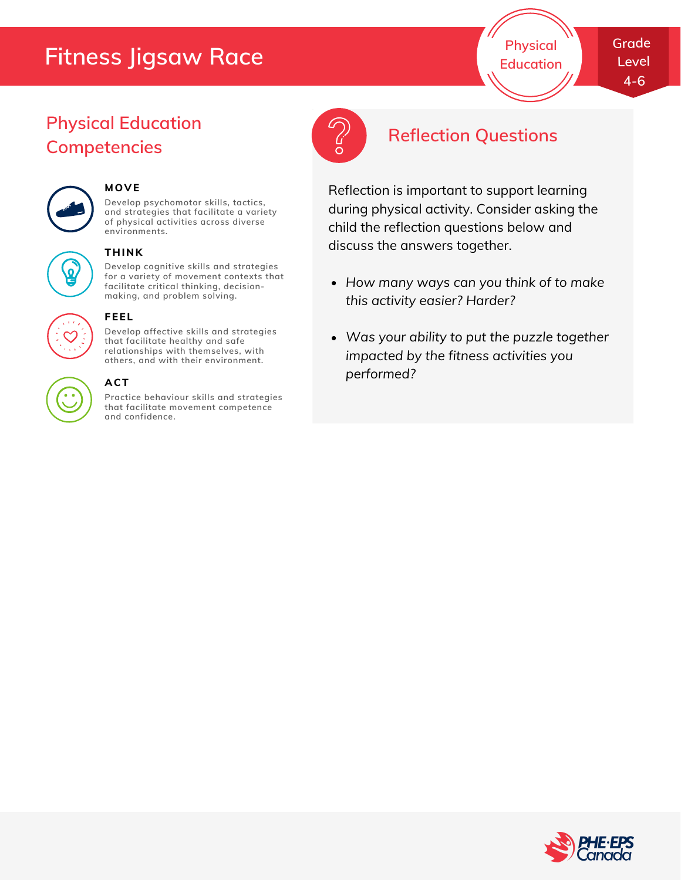# Fitness Jigsaw Race

Physical Education

Grade Level 4-6

## Physical Education Competencies

**MOVE**

Develop psychomotor skills, tactics, and strategies that facilitate a variety of physical activities across diverse environments.

**THINK**

Develop cognitive skills and strategies for a variety of movement contexts that facilitate critical thinking, decision-making, and problem solving.

**FEEL**

Develop affective skills and strategies that facilitate healthy and safe relationships with themselves, with others, and with their environment.

**ACT**

Practice behaviour skills and strategies that facilitate movement competence and confidence.

## Reflection Questions

Reflection is important to support learning during physical activity. Consider asking the child the reflection questions below and discuss the answers together.

- *How many ways can you think of to make this activity easier? Harder?*
- *Was your ability to put the puzzle together impacted by the fitness activities you performed?*

PHE·EPS Canada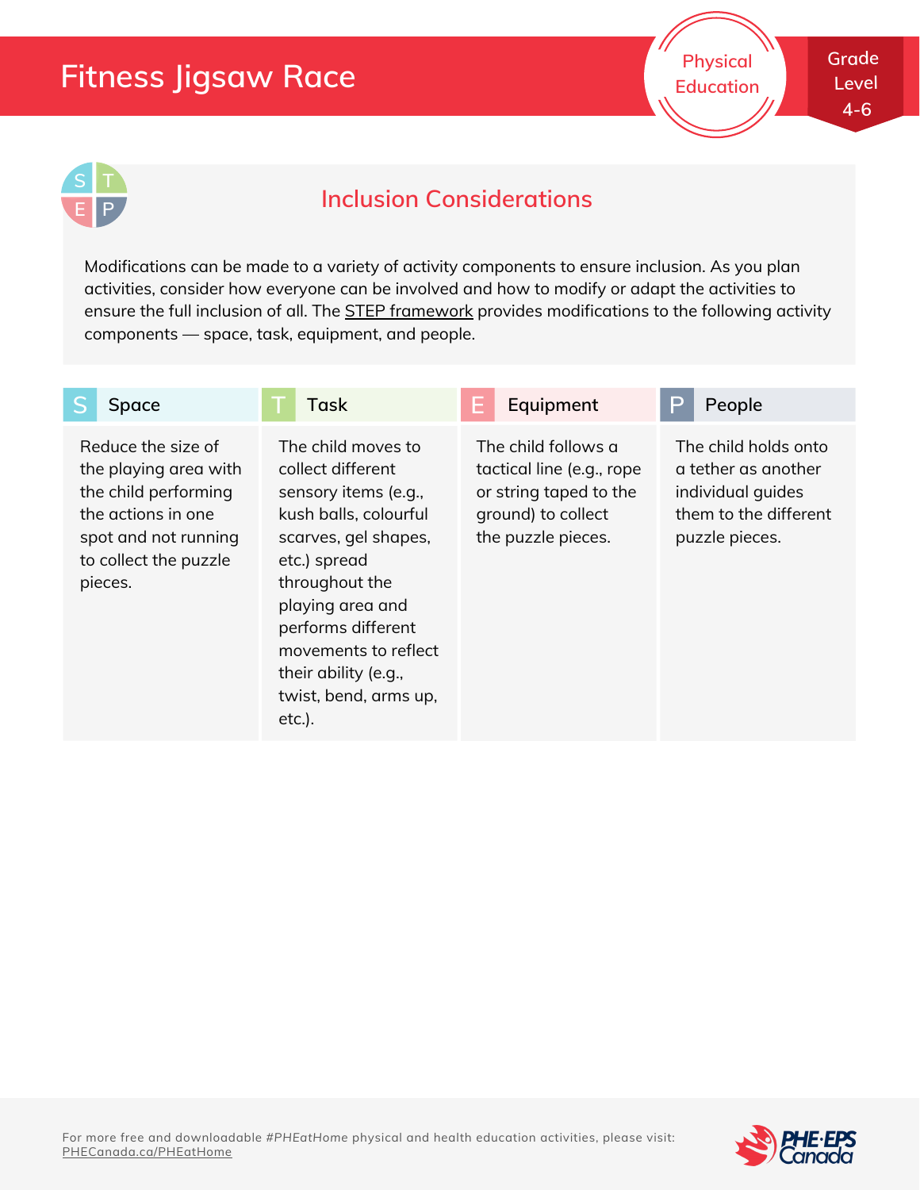# Fitness Jigsaw Race

Physical Education

Grade Level 4-6

## Inclusion Considerations

Modifications can be made to a variety of activity components to ensure inclusion. As you plan activities, consider how everyone can be involved and how to modify or adapt the activities to ensure the full inclusion of all. The STEP framework provides modifications to the following activity components — space, task, equipment, and people.

| S Space | T Task | E Equipment | P People |
|---|---|---|---|
| Reduce the size of the playing area with the child performing the actions in one spot and not running to collect the puzzle pieces. | The child moves to collect different sensory items (e.g., kush balls, colourful scarves, gel shapes, etc.) spread throughout the playing area and performs different movements to reflect their ability (e.g., twist, bend, arms up, etc.). | The child follows a tactical line (e.g., rope or string taped to the ground) to collect the puzzle pieces. | The child holds onto a tether as another individual guides them to the different puzzle pieces. |

For more free and downloadable #PHEatHome physical and health education activities, please visit: PHECanada.ca/PHEatHome